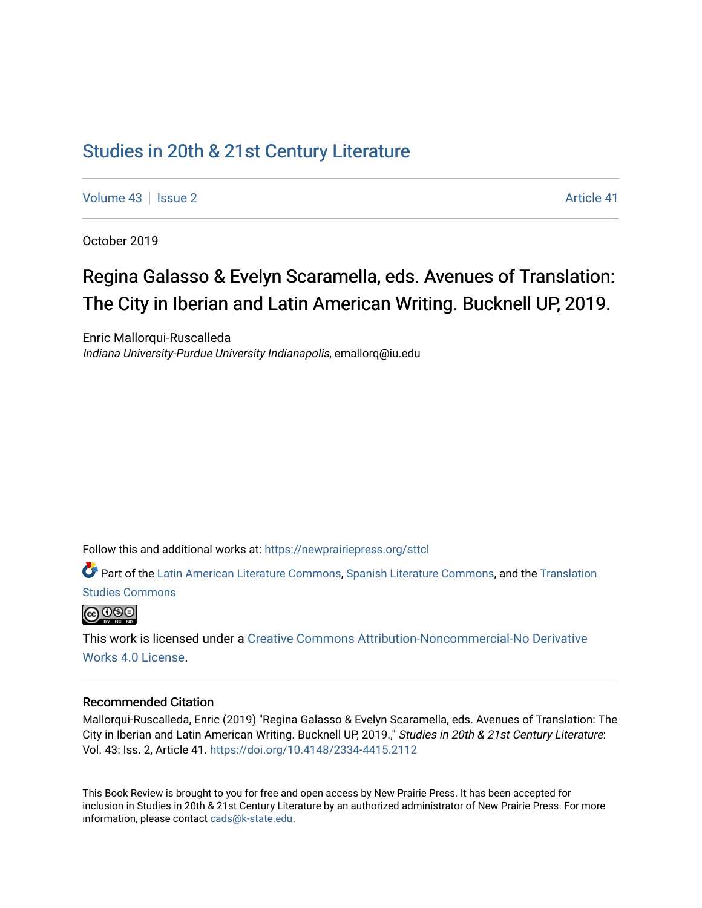# Studies in 20th & 21st Century Literature

Volume 43 | Issue 2 Article 41

October 2019

## Regina Galasso & Evelyn Scaramella, eds. Avenues of Translation: The City in Iberian and Latin American Writing. Bucknell UP, 2019.

Enric Mallorqui-Ruscalleda
*Indiana University-Purdue University Indianapolis*, emallorq@iu.edu

Follow this and additional works at: https://newprairiepress.org/sttcl

Part of the Latin American Literature Commons, Spanish Literature Commons, and the Translation Studies Commons

This work is licensed under a Creative Commons Attribution-Noncommercial-No Derivative Works 4.0 License.

### Recommended Citation

Mallorqui-Ruscalleda, Enric (2019) "Regina Galasso & Evelyn Scaramella, eds. Avenues of Translation: The City in Iberian and Latin American Writing. Bucknell UP, 2019.," *Studies in 20th & 21st Century Literature*: Vol. 43: Iss. 2, Article 41. https://doi.org/10.4148/2334-4415.2112

This Book Review is brought to you for free and open access by New Prairie Press. It has been accepted for inclusion in Studies in 20th & 21st Century Literature by an authorized administrator of New Prairie Press. For more information, please contact cads@k-state.edu.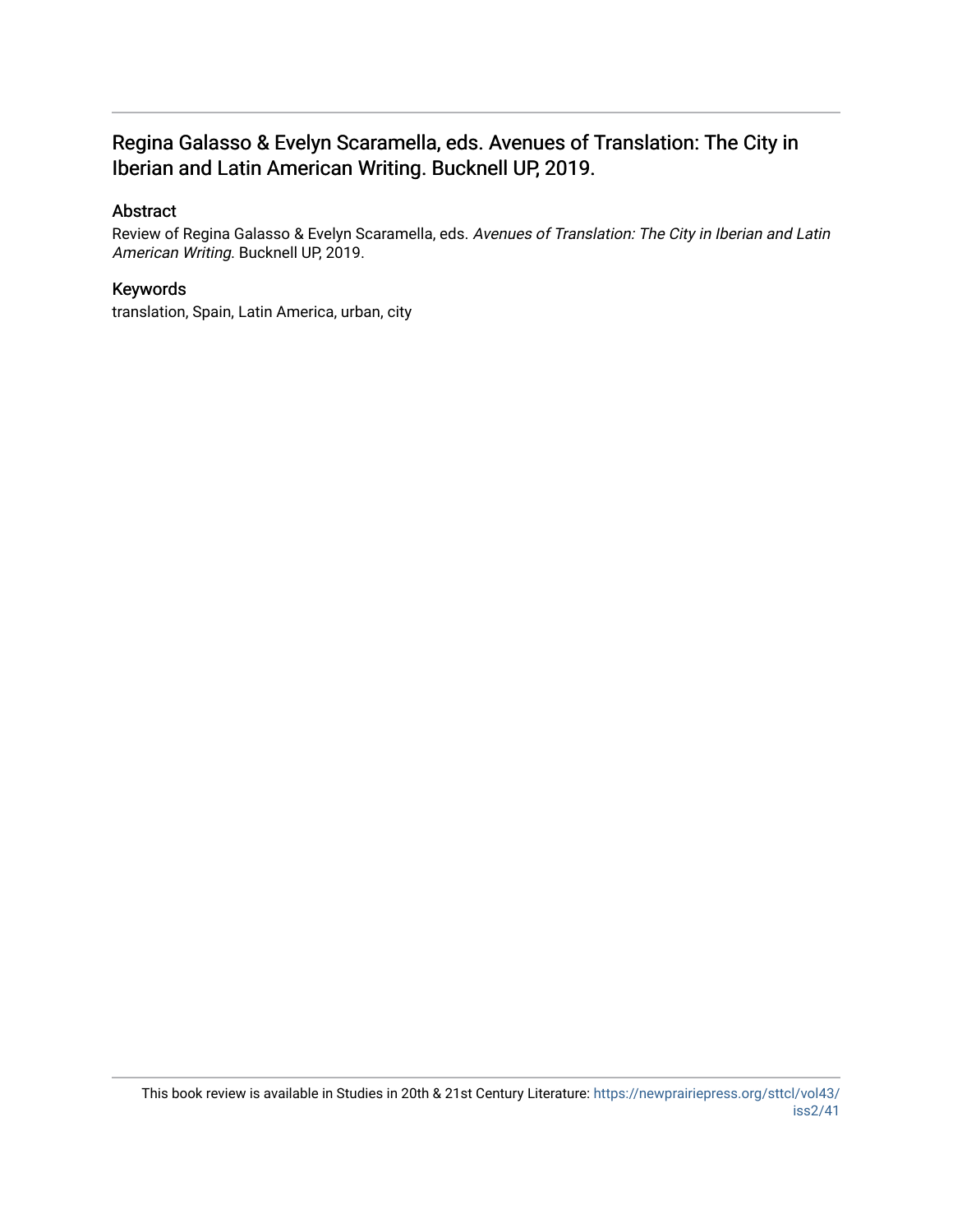# Regina Galasso & Evelyn Scaramella, eds. Avenues of Translation: The City in Iberian and Latin American Writing. Bucknell UP, 2019.

## Abstract

Review of Regina Galasso & Evelyn Scaramella, eds. *Avenues of Translation: The City in Iberian and Latin American Writing*. Bucknell UP, 2019.

## Keywords

translation, Spain, Latin America, urban, city

This book review is available in Studies in 20th & 21st Century Literature: https://newprairiepress.org/sttcl/vol43/iss2/41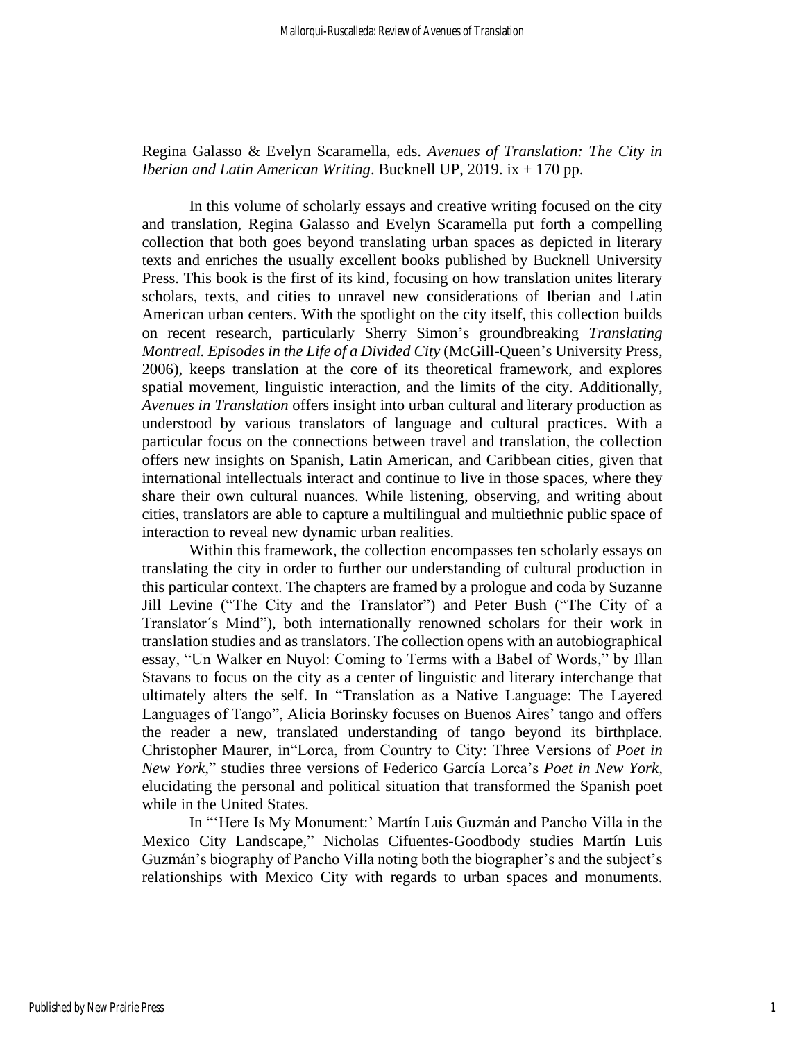Regina Galasso & Evelyn Scaramella, eds. *Avenues of Translation: The City in Iberian and Latin American Writing*. Bucknell UP, 2019. ix + 170 pp.

In this volume of scholarly essays and creative writing focused on the city and translation, Regina Galasso and Evelyn Scaramella put forth a compelling collection that both goes beyond translating urban spaces as depicted in literary texts and enriches the usually excellent books published by Bucknell University Press. This book is the first of its kind, focusing on how translation unites literary scholars, texts, and cities to unravel new considerations of Iberian and Latin American urban centers. With the spotlight on the city itself, this collection builds on recent research, particularly Sherry Simon's groundbreaking *Translating Montreal. Episodes in the Life of a Divided City* (McGill-Queen's University Press, 2006), keeps translation at the core of its theoretical framework, and explores spatial movement, linguistic interaction, and the limits of the city. Additionally, *Avenues in Translation* offers insight into urban cultural and literary production as understood by various translators of language and cultural practices. With a particular focus on the connections between travel and translation, the collection offers new insights on Spanish, Latin American, and Caribbean cities, given that international intellectuals interact and continue to live in those spaces, where they share their own cultural nuances. While listening, observing, and writing about cities, translators are able to capture a multilingual and multiethnic public space of interaction to reveal new dynamic urban realities.

Within this framework, the collection encompasses ten scholarly essays on translating the city in order to further our understanding of cultural production in this particular context. The chapters are framed by a prologue and coda by Suzanne Jill Levine ("The City and the Translator") and Peter Bush ("The City of a Translator´s Mind"), both internationally renowned scholars for their work in translation studies and as translators. The collection opens with an autobiographical essay, "Un Walker en Nuyol: Coming to Terms with a Babel of Words," by Illan Stavans to focus on the city as a center of linguistic and literary interchange that ultimately alters the self. In "Translation as a Native Language: The Layered Languages of Tango", Alicia Borinsky focuses on Buenos Aires' tango and offers the reader a new, translated understanding of tango beyond its birthplace. Christopher Maurer, in"Lorca, from Country to City: Three Versions of *Poet in New York*," studies three versions of Federico García Lorca's *Poet in New York*, elucidating the personal and political situation that transformed the Spanish poet while in the United States.

In "'Here Is My Monument:' Martín Luis Guzmán and Pancho Villa in the Mexico City Landscape," Nicholas Cifuentes-Goodbody studies Martín Luis Guzmán's biography of Pancho Villa noting both the biographer's and the subject's relationships with Mexico City with regards to urban spaces and monuments.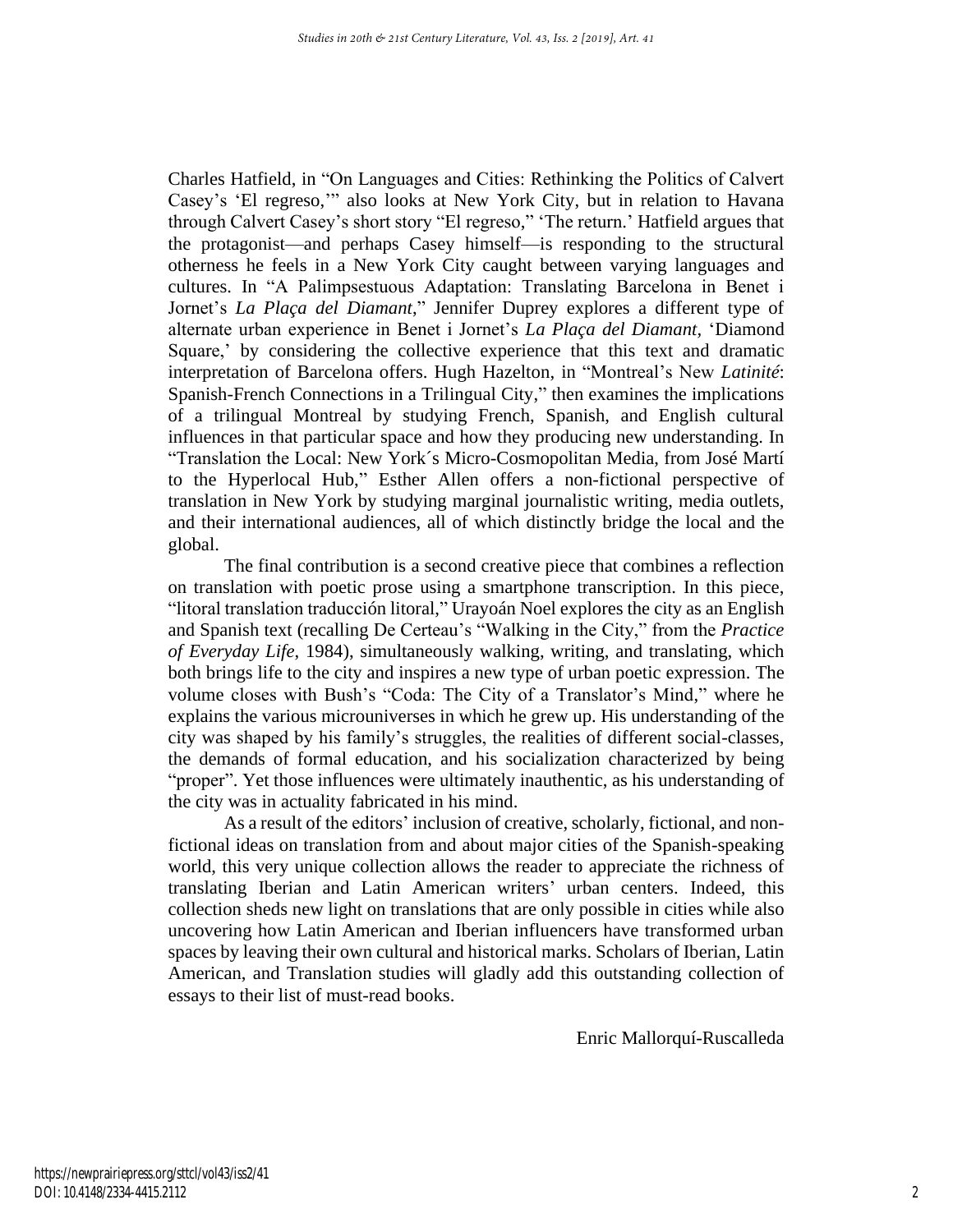Charles Hatfield, in "On Languages and Cities: Rethinking the Politics of Calvert Casey's 'El regreso,'" also looks at New York City, but in relation to Havana through Calvert Casey's short story "El regreso," 'The return.' Hatfield argues that the protagonist—and perhaps Casey himself—is responding to the structural otherness he feels in a New York City caught between varying languages and cultures. In "A Palimpsestuous Adaptation: Translating Barcelona in Benet i Jornet's *La Plaça del Diamant*," Jennifer Duprey explores a different type of alternate urban experience in Benet i Jornet's *La Plaça del Diamant*, 'Diamond Square,' by considering the collective experience that this text and dramatic interpretation of Barcelona offers. Hugh Hazelton, in "Montreal's New *Latinité*: Spanish-French Connections in a Trilingual City," then examines the implications of a trilingual Montreal by studying French, Spanish, and English cultural influences in that particular space and how they producing new understanding. In "Translation the Local: New York´s Micro-Cosmopolitan Media, from José Martí to the Hyperlocal Hub," Esther Allen offers a non-fictional perspective of translation in New York by studying marginal journalistic writing, media outlets, and their international audiences, all of which distinctly bridge the local and the global.

The final contribution is a second creative piece that combines a reflection on translation with poetic prose using a smartphone transcription. In this piece, "litoral translation traducción litoral," Urayoán Noel explores the city as an English and Spanish text (recalling De Certeau's "Walking in the City," from the *Practice of Everyday Life*, 1984), simultaneously walking, writing, and translating, which both brings life to the city and inspires a new type of urban poetic expression. The volume closes with Bush's "Coda: The City of a Translator's Mind," where he explains the various microuniverses in which he grew up. His understanding of the city was shaped by his family's struggles, the realities of different social-classes, the demands of formal education, and his socialization characterized by being "proper". Yet those influences were ultimately inauthentic, as his understanding of the city was in actuality fabricated in his mind.

As a result of the editors' inclusion of creative, scholarly, fictional, and non-fictional ideas on translation from and about major cities of the Spanish-speaking world, this very unique collection allows the reader to appreciate the richness of translating Iberian and Latin American writers' urban centers. Indeed, this collection sheds new light on translations that are only possible in cities while also uncovering how Latin American and Iberian influencers have transformed urban spaces by leaving their own cultural and historical marks. Scholars of Iberian, Latin American, and Translation studies will gladly add this outstanding collection of essays to their list of must-read books.

Enric Mallorquí-Ruscalleda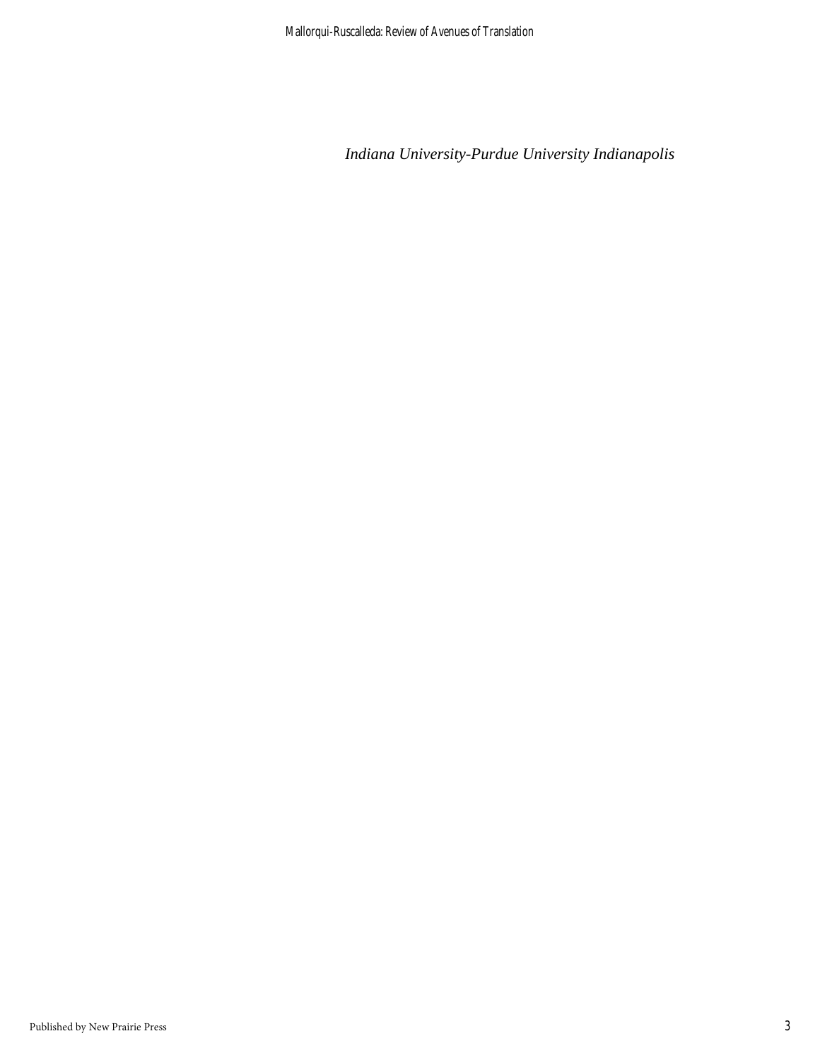*Indiana University-Purdue University Indianapolis*